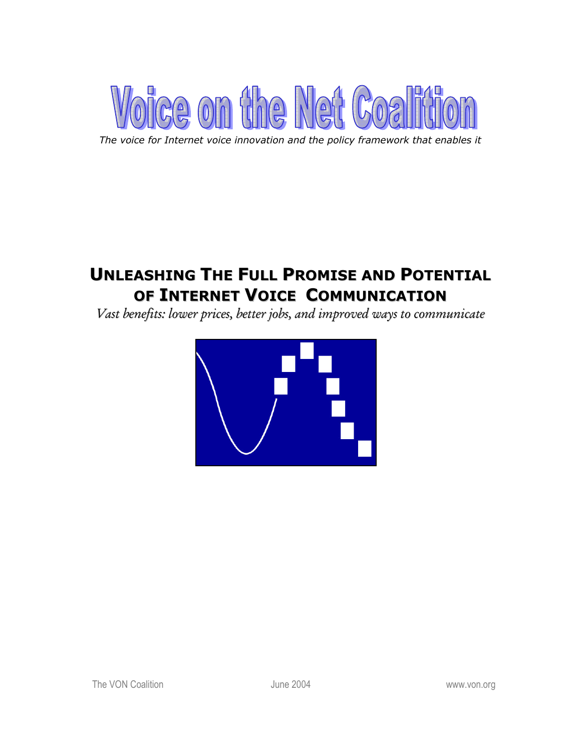# Voice on the Net Coalition

*The voice for Internet voice innovation and the policy framework that enables it*

## UNLEASHING THE FULL PROMISE AND POTENTIAL OF INTERNET VOICE COMMUNICATION

*Vast benefits: lower prices, better jobs, and improved ways to communicate*

The VON Coalition June 2004 www.von.org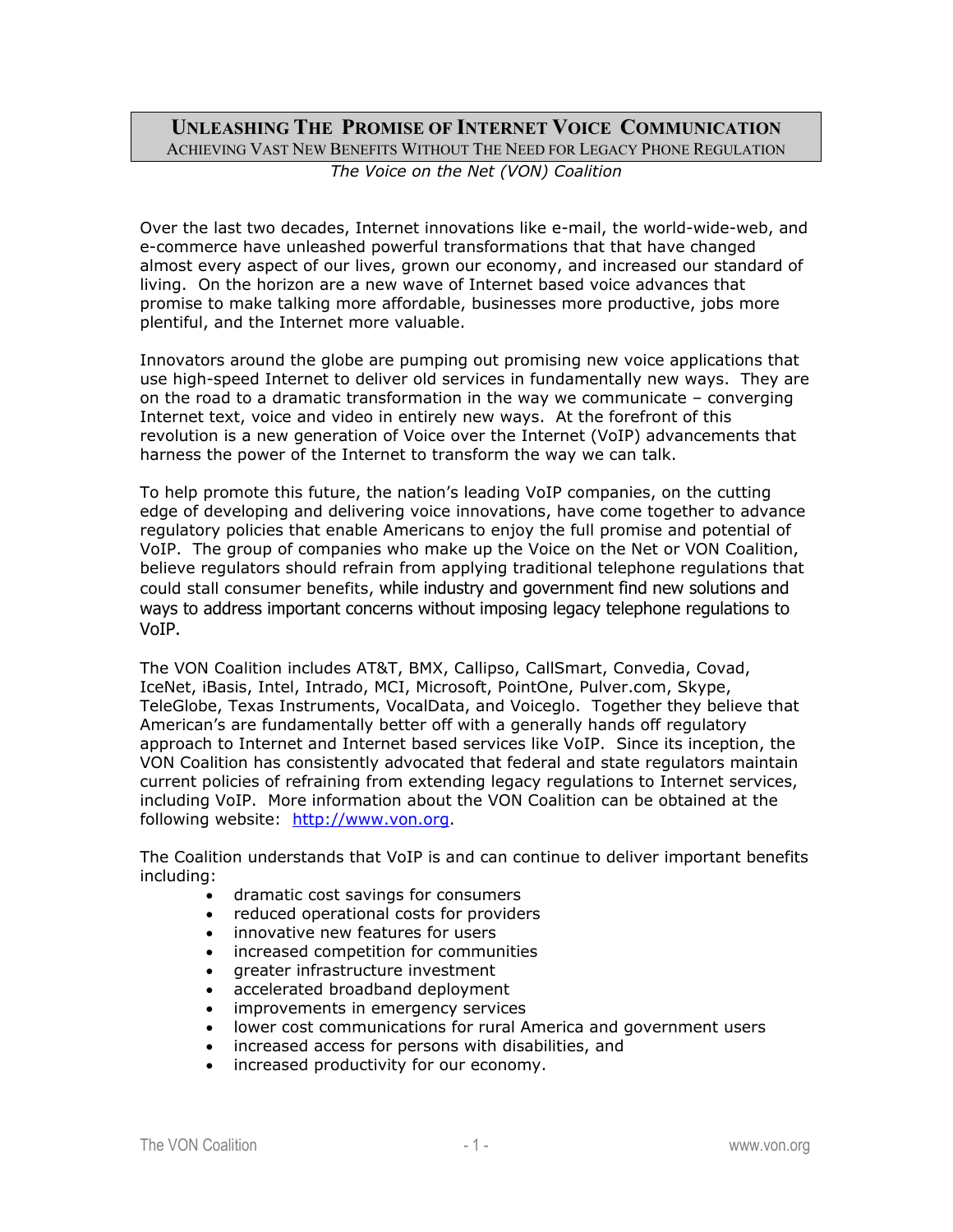# Unleashing The Promise of Internet Voice Communication

Achieving Vast New Benefits Without The Need for Legacy Phone Regulation

*The Voice on the Net (VON) Coalition*

Over the last two decades, Internet innovations like e-mail, the world-wide-web, and e-commerce have unleashed powerful transformations that that have changed almost every aspect of our lives, grown our economy, and increased our standard of living. On the horizon are a new wave of Internet based voice advances that promise to make talking more affordable, businesses more productive, jobs more plentiful, and the Internet more valuable.

Innovators around the globe are pumping out promising new voice applications that use high-speed Internet to deliver old services in fundamentally new ways. They are on the road to a dramatic transformation in the way we communicate – converging Internet text, voice and video in entirely new ways. At the forefront of this revolution is a new generation of Voice over the Internet (VoIP) advancements that harness the power of the Internet to transform the way we can talk.

To help promote this future, the nation's leading VoIP companies, on the cutting edge of developing and delivering voice innovations, have come together to advance regulatory policies that enable Americans to enjoy the full promise and potential of VoIP. The group of companies who make up the Voice on the Net or VON Coalition, believe regulators should refrain from applying traditional telephone regulations that could stall consumer benefits, while industry and government find new solutions and ways to address important concerns without imposing legacy telephone regulations to VoIP.

The VON Coalition includes AT&T, BMX, Callipso, CallSmart, Convedia, Covad, IceNet, iBasis, Intel, Intrado, MCI, Microsoft, PointOne, Pulver.com, Skype, TeleGlobe, Texas Instruments, VocalData, and Voiceglo. Together they believe that American's are fundamentally better off with a generally hands off regulatory approach to Internet and Internet based services like VoIP. Since its inception, the VON Coalition has consistently advocated that federal and state regulators maintain current policies of refraining from extending legacy regulations to Internet services, including VoIP. More information about the VON Coalition can be obtained at the following website: [http://www.von.org](http://www.von.org).

The Coalition understands that VoIP is and can continue to deliver important benefits including:

- dramatic cost savings for consumers
- reduced operational costs for providers
- innovative new features for users
- increased competition for communities
- greater infrastructure investment
- accelerated broadband deployment
- improvements in emergency services
- lower cost communications for rural America and government users
- increased access for persons with disabilities, and
- increased productivity for our economy.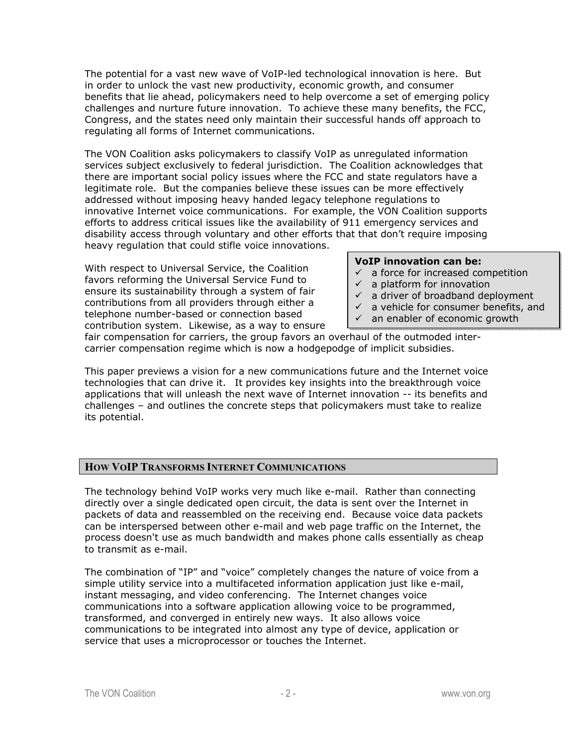The potential for a vast new wave of VoIP-led technological innovation is here. But in order to unlock the vast new productivity, economic growth, and consumer benefits that lie ahead, policymakers need to help overcome a set of emerging policy challenges and nurture future innovation. To achieve these many benefits, the FCC, Congress, and the states need only maintain their successful hands off approach to regulating all forms of Internet communications.

The VON Coalition asks policymakers to classify VoIP as unregulated information services subject exclusively to federal jurisdiction. The Coalition acknowledges that there are important social policy issues where the FCC and state regulators have a legitimate role. But the companies believe these issues can be more effectively addressed without imposing heavy handed legacy telephone regulations to innovative Internet voice communications. For example, the VON Coalition supports efforts to address critical issues like the availability of 911 emergency services and disability access through voluntary and other efforts that that don't require imposing heavy regulation that could stifle voice innovations.

With respect to Universal Service, the Coalition favors reforming the Universal Service Fund to ensure its sustainability through a system of fair contributions from all providers through either a telephone number-based or connection based contribution system. Likewise, as a way to ensure fair compensation for carriers, the group favors an overhaul of the outmoded inter-carrier compensation regime which is now a hodgepodge of implicit subsidies.

> **VoIP innovation can be:**
> - ✓ a force for increased competition
> - ✓ a platform for innovation
> - ✓ a driver of broadband deployment
> - ✓ a vehicle for consumer benefits, and
> - ✓ an enabler of economic growth

This paper previews a vision for a new communications future and the Internet voice technologies that can drive it. It provides key insights into the breakthrough voice applications that will unleash the next wave of Internet innovation -- its benefits and challenges – and outlines the concrete steps that policymakers must take to realize its potential.

## HOW VOIP TRANSFORMS INTERNET COMMUNICATIONS

The technology behind VoIP works very much like e-mail. Rather than connecting directly over a single dedicated open circuit, the data is sent over the Internet in packets of data and reassembled on the receiving end. Because voice data packets can be interspersed between other e-mail and web page traffic on the Internet, the process doesn't use as much bandwidth and makes phone calls essentially as cheap to transmit as e-mail.

The combination of "IP" and "voice" completely changes the nature of voice from a simple utility service into a multifaceted information application just like e-mail, instant messaging, and video conferencing. The Internet changes voice communications into a software application allowing voice to be programmed, transformed, and converged in entirely new ways. It also allows voice communications to be integrated into almost any type of device, application or service that uses a microprocessor or touches the Internet.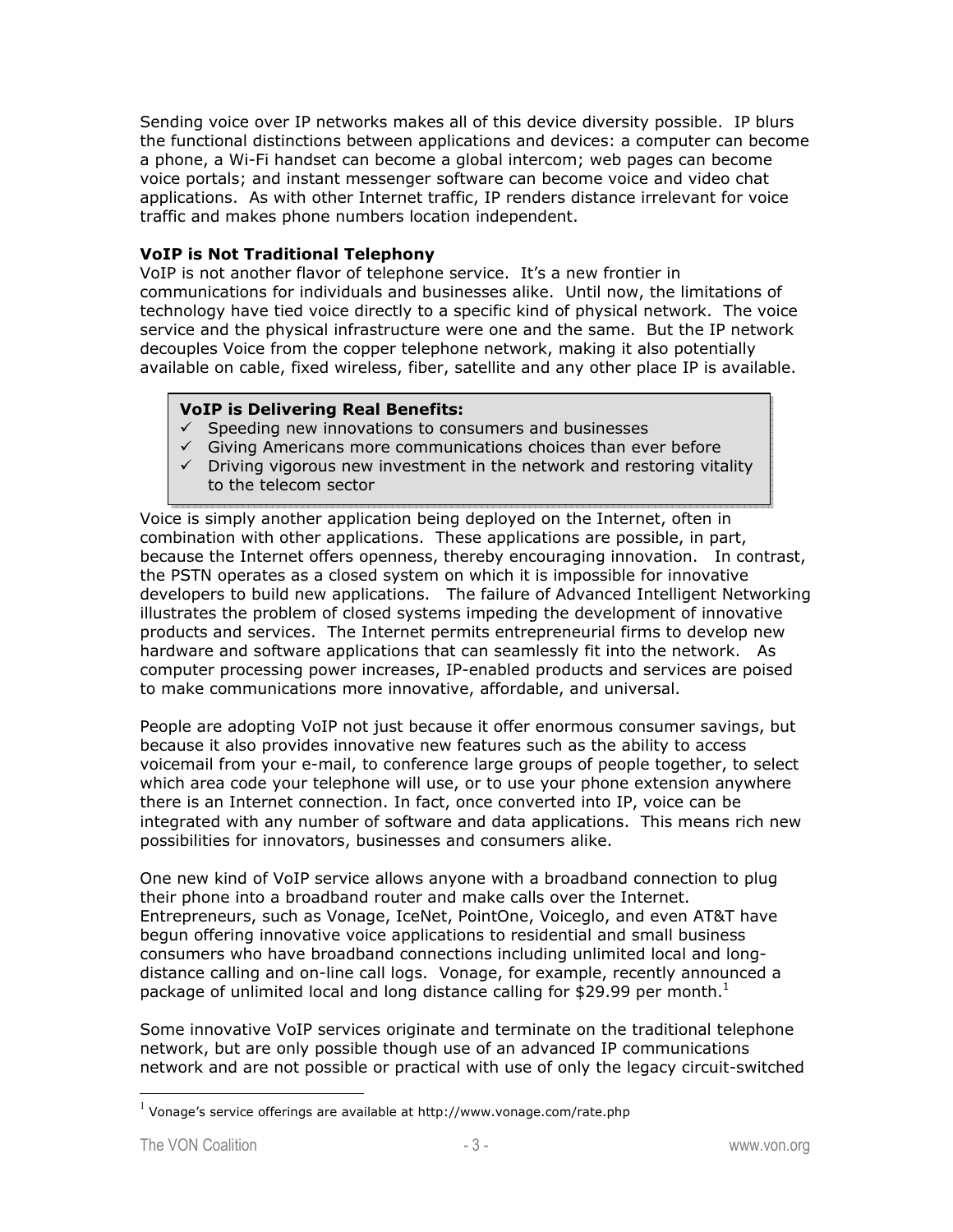Sending voice over IP networks makes all of this device diversity possible. IP blurs the functional distinctions between applications and devices: a computer can become a phone, a Wi-Fi handset can become a global intercom; web pages can become voice portals; and instant messenger software can become voice and video chat applications. As with other Internet traffic, IP renders distance irrelevant for voice traffic and makes phone numbers location independent.

**VoIP is Not Traditional Telephony**

VoIP is not another flavor of telephone service. It's a new frontier in communications for individuals and businesses alike. Until now, the limitations of technology have tied voice directly to a specific kind of physical network. The voice service and the physical infrastructure were one and the same. But the IP network decouples Voice from the copper telephone network, making it also potentially available on cable, fixed wireless, fiber, satellite and any other place IP is available.

> **VoIP is Delivering Real Benefits:**
> - ✓ Speeding new innovations to consumers and businesses
> - ✓ Giving Americans more communications choices than ever before
> - ✓ Driving vigorous new investment in the network and restoring vitality to the telecom sector

Voice is simply another application being deployed on the Internet, often in combination with other applications. These applications are possible, in part, because the Internet offers openness, thereby encouraging innovation. In contrast, the PSTN operates as a closed system on which it is impossible for innovative developers to build new applications. The failure of Advanced Intelligent Networking illustrates the problem of closed systems impeding the development of innovative products and services. The Internet permits entrepreneurial firms to develop new hardware and software applications that can seamlessly fit into the network. As computer processing power increases, IP-enabled products and services are poised to make communications more innovative, affordable, and universal.

People are adopting VoIP not just because it offer enormous consumer savings, but because it also provides innovative new features such as the ability to access voicemail from your e-mail, to conference large groups of people together, to select which area code your telephone will use, or to use your phone extension anywhere there is an Internet connection. In fact, once converted into IP, voice can be integrated with any number of software and data applications. This means rich new possibilities for innovators, businesses and consumers alike.

One new kind of VoIP service allows anyone with a broadband connection to plug their phone into a broadband router and make calls over the Internet. Entrepreneurs, such as Vonage, IceNet, PointOne, Voiceglo, and even AT&T have begun offering innovative voice applications to residential and small business consumers who have broadband connections including unlimited local and long-distance calling and on-line call logs. Vonage, for example, recently announced a package of unlimited local and long distance calling for $29.99 per month.[1]

Some innovative VoIP services originate and terminate on the traditional telephone network, but are only possible though use of an advanced IP communications network and are not possible or practical with use of only the legacy circuit-switched

[1] Vonage's service offerings are available at http://www.vonage.com/rate.php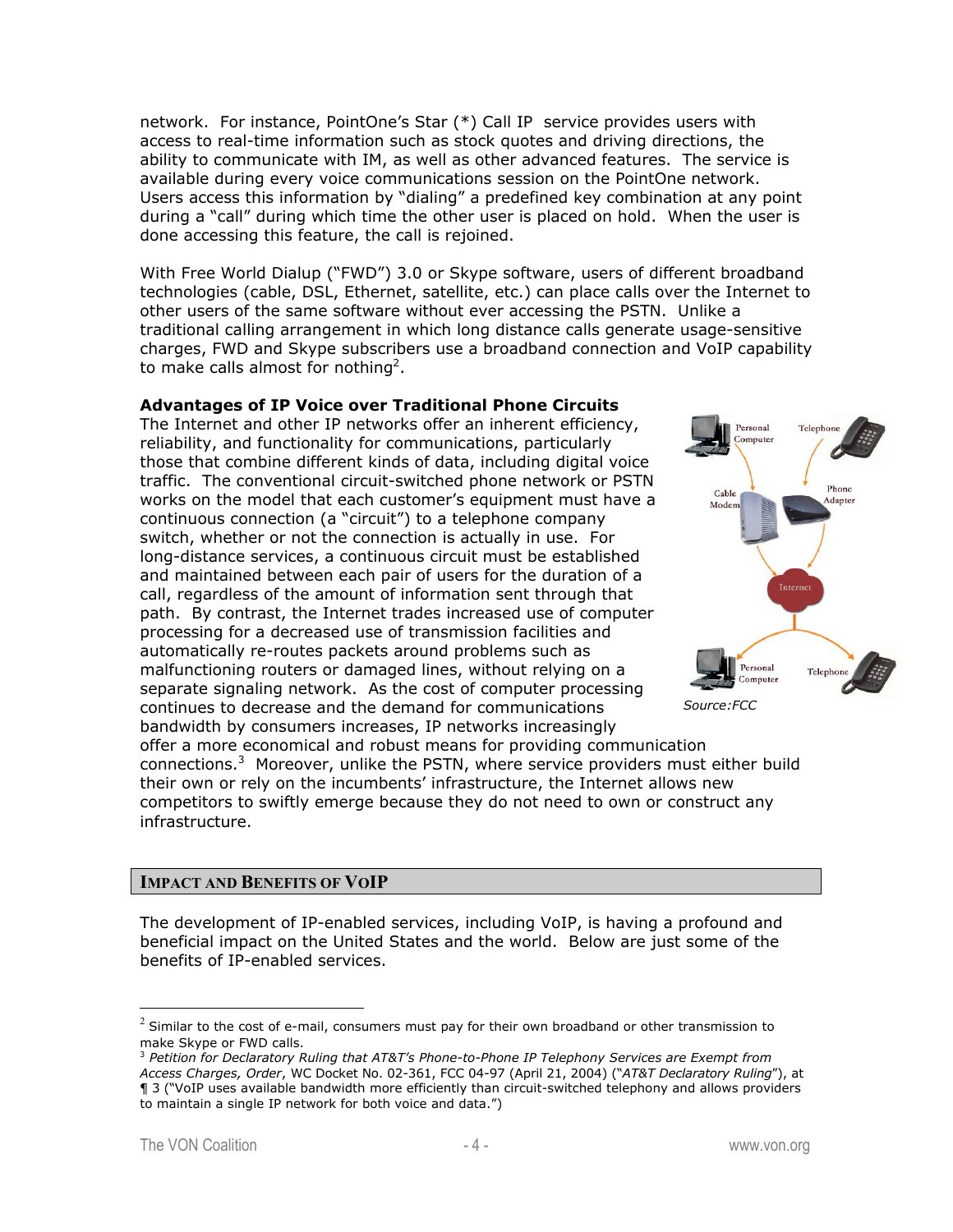network. For instance, PointOne's Star (*) Call IP service provides users with access to real-time information such as stock quotes and driving directions, the ability to communicate with IM, as well as other advanced features. The service is available during every voice communications session on the PointOne network. Users access this information by "dialing" a predefined key combination at any point during a "call" during which time the other user is placed on hold. When the user is done accessing this feature, the call is rejoined.

With Free World Dialup ("FWD") 3.0 or Skype software, users of different broadband technologies (cable, DSL, Ethernet, satellite, etc.) can place calls over the Internet to other users of the same software without ever accessing the PSTN. Unlike a traditional calling arrangement in which long distance calls generate usage-sensitive charges, FWD and Skype subscribers use a broadband connection and VoIP capability to make calls almost for nothing[2].

**Advantages of IP Voice over Traditional Phone Circuits**

The Internet and other IP networks offer an inherent efficiency, reliability, and functionality for communications, particularly those that combine different kinds of data, including digital voice traffic. The conventional circuit-switched phone network or PSTN works on the model that each customer's equipment must have a continuous connection (a "circuit") to a telephone company switch, whether or not the connection is actually in use. For long-distance services, a continuous circuit must be established and maintained between each pair of users for the duration of a call, regardless of the amount of information sent through that path. By contrast, the Internet trades increased use of computer processing for a decreased use of transmission facilities and automatically re-routes packets around problems such as malfunctioning routers or damaged lines, without relying on a separate signaling network. As the cost of computer processing continues to decrease and the demand for communications bandwidth by consumers increases, IP networks increasingly offer a more economical and robust means for providing communication connections.[3] Moreover, unlike the PSTN, where service providers must either build their own or rely on the incumbents' infrastructure, the Internet allows new competitors to swiftly emerge because they do not need to own or construct any infrastructure.

*Source:FCC*

## IMPACT AND BENEFITS OF VOIP

The development of IP-enabled services, including VoIP, is having a profound and beneficial impact on the United States and the world. Below are just some of the benefits of IP-enabled services.

---

[2] Similar to the cost of e-mail, consumers must pay for their own broadband or other transmission to make Skype or FWD calls.

[3] *Petition for Declaratory Ruling that AT&T's Phone-to-Phone IP Telephony Services are Exempt from Access Charges, Order*, WC Docket No. 02-361, FCC 04-97 (April 21, 2004) ("*AT&T Declaratory Ruling*"), at ¶ 3 ("VoIP uses available bandwidth more efficiently than circuit-switched telephony and allows providers to maintain a single IP network for both voice and data.")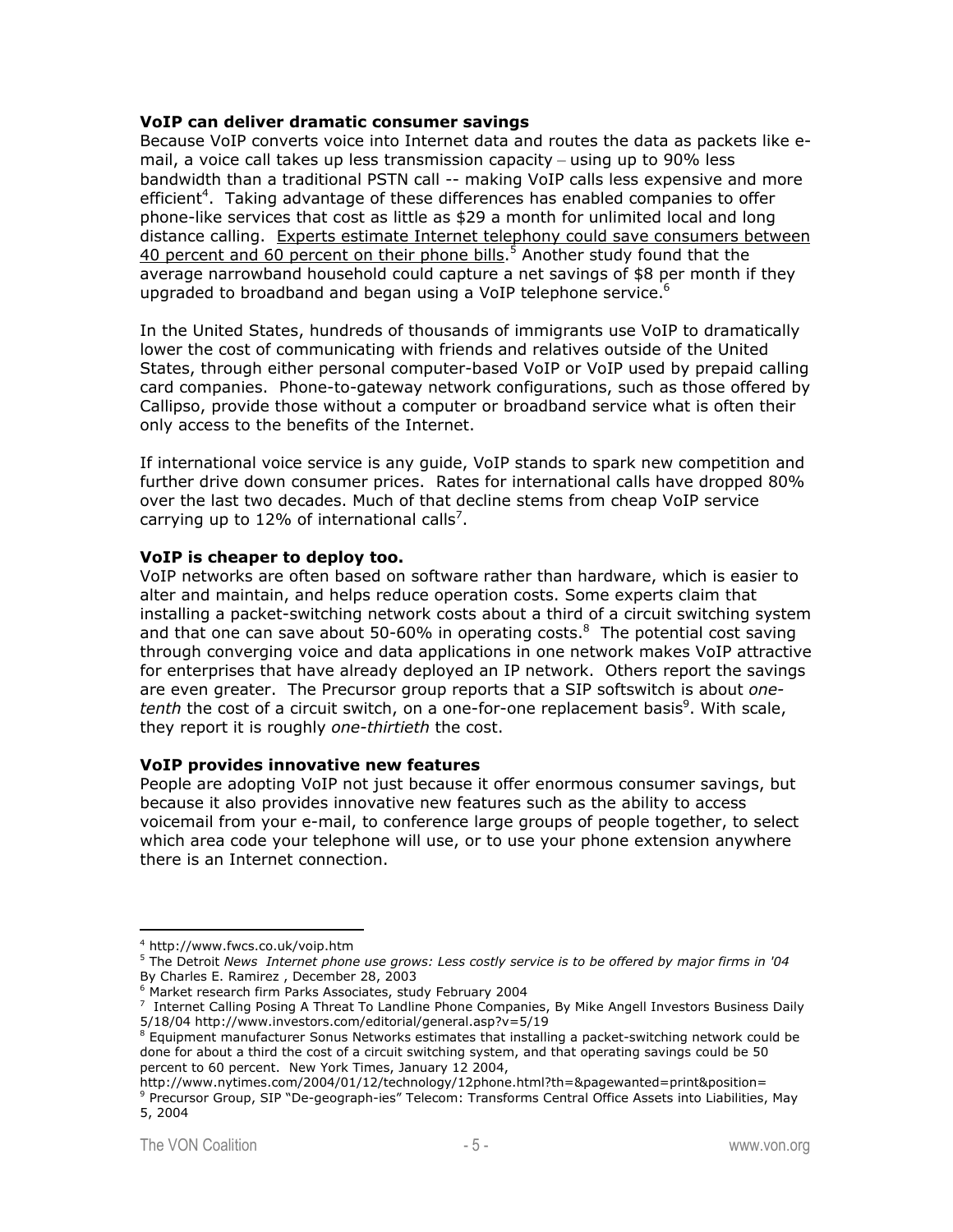**VoIP can deliver dramatic consumer savings**

Because VoIP converts voice into Internet data and routes the data as packets like e-mail, a voice call takes up less transmission capacity – using up to 90% less bandwidth than a traditional PSTN call -- making VoIP calls less expensive and more efficient[4]. Taking advantage of these differences has enabled companies to offer phone-like services that cost as little as $29 a month for unlimited local and long distance calling. Experts estimate Internet telephony could save consumers between 40 percent and 60 percent on their phone bills.[5] Another study found that the average narrowband household could capture a net savings of $8 per month if they upgraded to broadband and began using a VoIP telephone service.[6]

In the United States, hundreds of thousands of immigrants use VoIP to dramatically lower the cost of communicating with friends and relatives outside of the United States, through either personal computer-based VoIP or VoIP used by prepaid calling card companies. Phone-to-gateway network configurations, such as those offered by Callipso, provide those without a computer or broadband service what is often their only access to the benefits of the Internet.

If international voice service is any guide, VoIP stands to spark new competition and further drive down consumer prices. Rates for international calls have dropped 80% over the last two decades. Much of that decline stems from cheap VoIP service carrying up to 12% of international calls[7].

**VoIP is cheaper to deploy too.**

VoIP networks are often based on software rather than hardware, which is easier to alter and maintain, and helps reduce operation costs. Some experts claim that installing a packet-switching network costs about a third of a circuit switching system and that one can save about 50-60% in operating costs.[8] The potential cost saving through converging voice and data applications in one network makes VoIP attractive for enterprises that have already deployed an IP network. Others report the savings are even greater. The Precursor group reports that a SIP softswitch is about *one-tenth* the cost of a circuit switch, on a one-for-one replacement basis[9]. With scale, they report it is roughly *one-thirtieth* the cost.

**VoIP provides innovative new features**

People are adopting VoIP not just because it offer enormous consumer savings, but because it also provides innovative new features such as the ability to access voicemail from your e-mail, to conference large groups of people together, to select which area code your telephone will use, or to use your phone extension anywhere there is an Internet connection.

---

[4] http://www.fwcs.co.uk/voip.htm

[5] The Detroit *News Internet phone use grows: Less costly service is to be offered by major firms in '04* By Charles E. Ramirez , December 28, 2003

[6] Market research firm Parks Associates, study February 2004

[7] Internet Calling Posing A Threat To Landline Phone Companies, By Mike Angell Investors Business Daily 5/18/04 http://www.investors.com/editorial/general.asp?v=5/19

[8] Equipment manufacturer Sonus Networks estimates that installing a packet-switching network could be done for about a third the cost of a circuit switching system, and that operating savings could be 50 percent to 60 percent. New York Times, January 12 2004, http://www.nytimes.com/2004/01/12/technology/12phone.html?th=&pagewanted=print&position=

[9] Precursor Group, SIP "De-geograph-ies" Telecom: Transforms Central Office Assets into Liabilities, May 5, 2004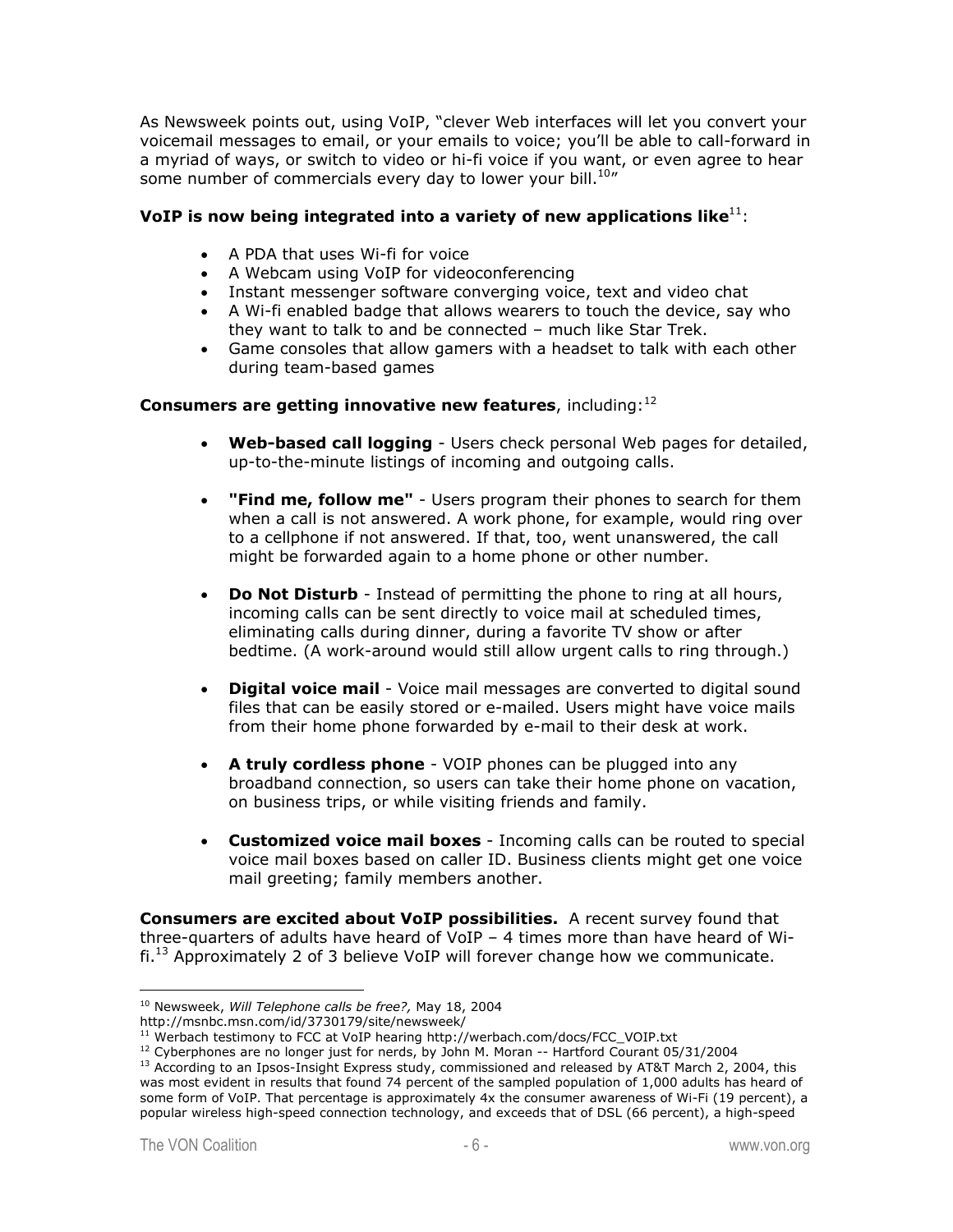As Newsweek points out, using VoIP, "clever Web interfaces will let you convert your voicemail messages to email, or your emails to voice; you'll be able to call-forward in a myriad of ways, or switch to video or hi-fi voice if you want, or even agree to hear some number of commercials every day to lower your bill.[10]"

**VoIP is now being integrated into a variety of new applications like**[11]:

- A PDA that uses Wi-fi for voice
- A Webcam using VoIP for videoconferencing
- Instant messenger software converging voice, text and video chat
- A Wi-fi enabled badge that allows wearers to touch the device, say who they want to talk to and be connected – much like Star Trek.
- Game consoles that allow gamers with a headset to talk with each other during team-based games

**Consumers are getting innovative new features**, including:[12]

- **Web-based call logging** - Users check personal Web pages for detailed, up-to-the-minute listings of incoming and outgoing calls.
- **"Find me, follow me"** - Users program their phones to search for them when a call is not answered. A work phone, for example, would ring over to a cellphone if not answered. If that, too, went unanswered, the call might be forwarded again to a home phone or other number.
- **Do Not Disturb** - Instead of permitting the phone to ring at all hours, incoming calls can be sent directly to voice mail at scheduled times, eliminating calls during dinner, during a favorite TV show or after bedtime. (A work-around would still allow urgent calls to ring through.)
- **Digital voice mail** - Voice mail messages are converted to digital sound files that can be easily stored or e-mailed. Users might have voice mails from their home phone forwarded by e-mail to their desk at work.
- **A truly cordless phone** - VOIP phones can be plugged into any broadband connection, so users can take their home phone on vacation, on business trips, or while visiting friends and family.
- **Customized voice mail boxes** - Incoming calls can be routed to special voice mail boxes based on caller ID. Business clients might get one voice mail greeting; family members another.

**Consumers are excited about VoIP possibilities.** A recent survey found that three-quarters of adults have heard of VoIP – 4 times more than have heard of Wi-fi.[13] Approximately 2 of 3 believe VoIP will forever change how we communicate.

---

[10] Newsweek, *Will Telephone calls be free?,* May 18, 2004 http://msnbc.msn.com/id/3730179/site/newsweek/

[11] Werbach testimony to FCC at VoIP hearing http://werbach.com/docs/FCC_VOIP.txt

[12] Cyberphones are no longer just for nerds, by John M. Moran -- Hartford Courant 05/31/2004

[13] According to an Ipsos-Insight Express study, commissioned and released by AT&T March 2, 2004, this was most evident in results that found 74 percent of the sampled population of 1,000 adults has heard of some form of VoIP. That percentage is approximately 4x the consumer awareness of Wi-Fi (19 percent), a popular wireless high-speed connection technology, and exceeds that of DSL (66 percent), a high-speed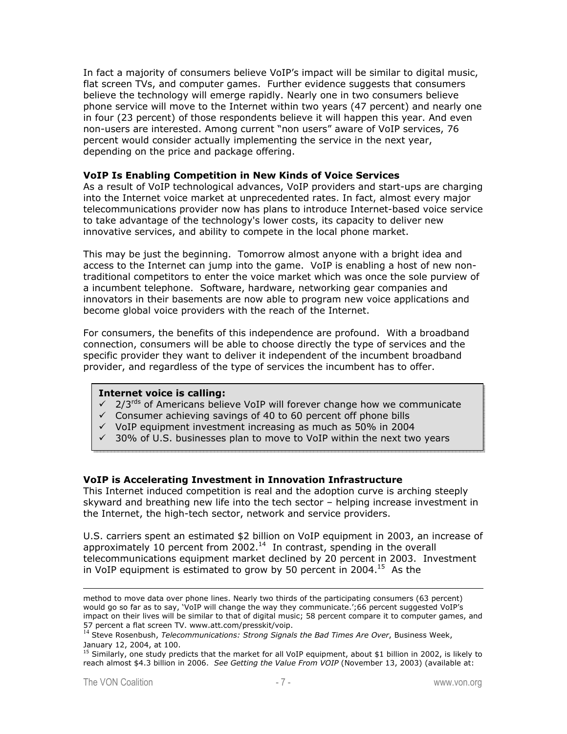In fact a majority of consumers believe VoIP's impact will be similar to digital music, flat screen TVs, and computer games. Further evidence suggests that consumers believe the technology will emerge rapidly. Nearly one in two consumers believe phone service will move to the Internet within two years (47 percent) and nearly one in four (23 percent) of those respondents believe it will happen this year. And even non-users are interested. Among current "non users" aware of VoIP services, 76 percent would consider actually implementing the service in the next year, depending on the price and package offering.

**VoIP Is Enabling Competition in New Kinds of Voice Services**

As a result of VoIP technological advances, VoIP providers and start-ups are charging into the Internet voice market at unprecedented rates. In fact, almost every major telecommunications provider now has plans to introduce Internet-based voice service to take advantage of the technology's lower costs, its capacity to deliver new innovative services, and ability to compete in the local phone market.

This may be just the beginning. Tomorrow almost anyone with a bright idea and access to the Internet can jump into the game. VoIP is enabling a host of new non-traditional competitors to enter the voice market which was once the sole purview of a incumbent telephone. Software, hardware, networking gear companies and innovators in their basements are now able to program new voice applications and become global voice providers with the reach of the Internet.

For consumers, the benefits of this independence are profound. With a broadband connection, consumers will be able to choose directly the type of services and the specific provider they want to deliver it independent of the incumbent broadband provider, and regardless of the type of services the incumbent has to offer.

**Internet voice is calling:**

- ✓ 2/3rds of Americans believe VoIP will forever change how we communicate
- ✓ Consumer achieving savings of 40 to 60 percent off phone bills
- ✓ VoIP equipment investment increasing as much as 50% in 2004
- ✓ 30% of U.S. businesses plan to move to VoIP within the next two years

**VoIP is Accelerating Investment in Innovation Infrastructure**

This Internet induced competition is real and the adoption curve is arching steeply skyward and breathing new life into the tech sector – helping increase investment in the Internet, the high-tech sector, network and service providers.

U.S. carriers spent an estimated $2 billion on VoIP equipment in 2003, an increase of approximately 10 percent from 2002.[14] In contrast, spending in the overall telecommunications equipment market declined by 20 percent in 2003. Investment in VoIP equipment is estimated to grow by 50 percent in 2004.[15] As the

---

method to move data over phone lines. Nearly two thirds of the participating consumers (63 percent) would go so far as to say, 'VoIP will change the way they communicate.';66 percent suggested VoIP's impact on their lives will be similar to that of digital music; 58 percent compare it to computer games, and 57 percent a flat screen TV. www.att.com/presskit/voip.

[14] Steve Rosenbush, *Telecommunications: Strong Signals the Bad Times Are Over*, Business Week, January 12, 2004, at 100.

[15] Similarly, one study predicts that the market for all VoIP equipment, about $1 billion in 2002, is likely to reach almost $4.3 billion in 2006. *See Getting the Value From VOIP* (November 13, 2003) (available at: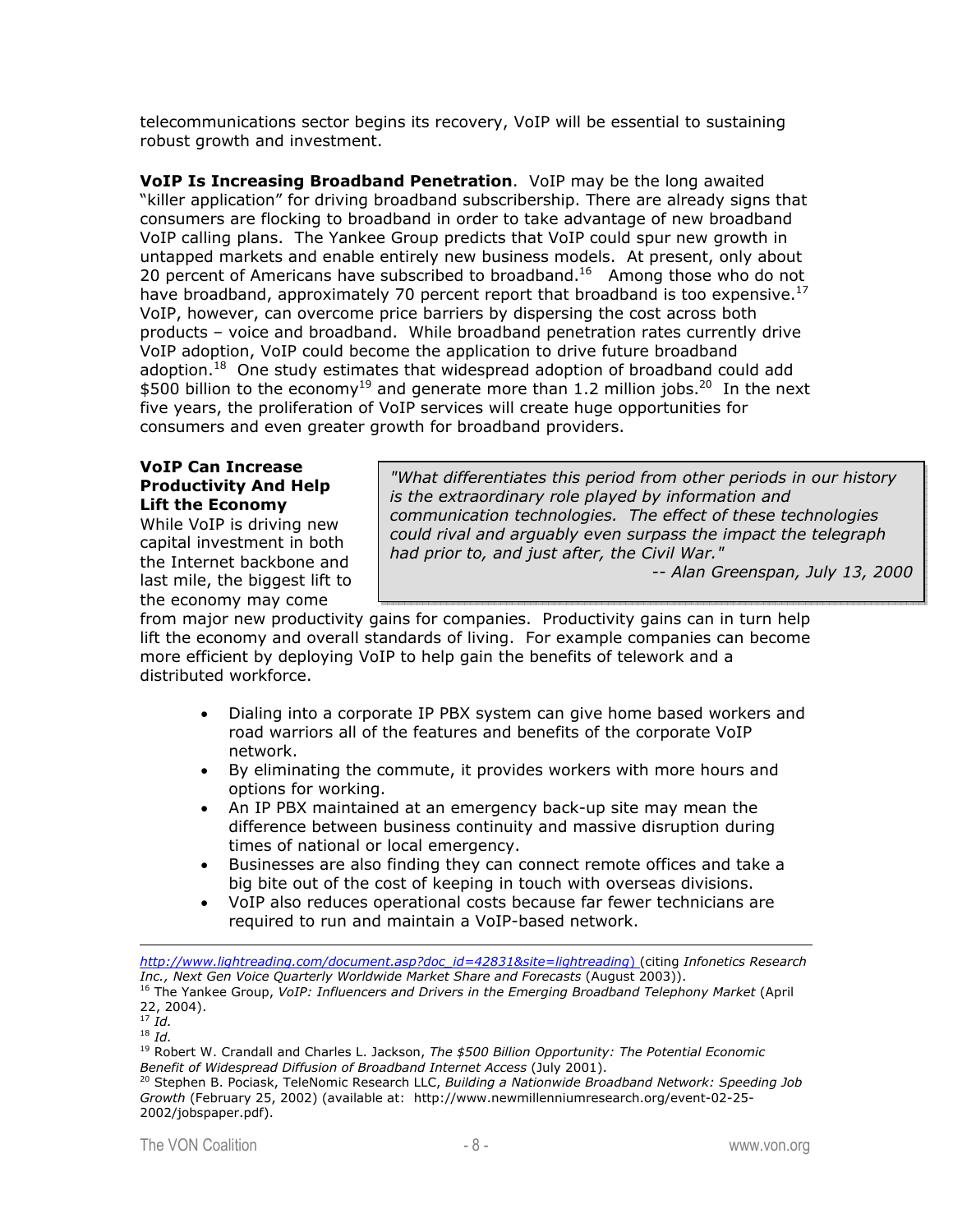telecommunications sector begins its recovery, VoIP will be essential to sustaining robust growth and investment.

**VoIP Is Increasing Broadband Penetration**. VoIP may be the long awaited "killer application" for driving broadband subscribership. There are already signs that consumers are flocking to broadband in order to take advantage of new broadband VoIP calling plans. The Yankee Group predicts that VoIP could spur new growth in untapped markets and enable entirely new business models. At present, only about 20 percent of Americans have subscribed to broadband.[16] Among those who do not have broadband, approximately 70 percent report that broadband is too expensive.[17] VoIP, however, can overcome price barriers by dispersing the cost across both products – voice and broadband. While broadband penetration rates currently drive VoIP adoption, VoIP could become the application to drive future broadband adoption.[18] One study estimates that widespread adoption of broadband could add $500 billion to the economy[19] and generate more than 1.2 million jobs.[20] In the next five years, the proliferation of VoIP services will create huge opportunities for consumers and even greater growth for broadband providers.

**VoIP Can Increase Productivity And Help Lift the Economy**

> *"What differentiates this period from other periods in our history is the extraordinary role played by information and communication technologies. The effect of these technologies could rival and arguably even surpass the impact the telegraph had prior to, and just after, the Civil War."*
>
> *-- Alan Greenspan, July 13, 2000*

While VoIP is driving new capital investment in both the Internet backbone and last mile, the biggest lift to the economy may come from major new productivity gains for companies. Productivity gains can in turn help lift the economy and overall standards of living. For example companies can become more efficient by deploying VoIP to help gain the benefits of telework and a distributed workforce.

- Dialing into a corporate IP PBX system can give home based workers and road warriors all of the features and benefits of the corporate VoIP network.
- By eliminating the commute, it provides workers with more hours and options for working.
- An IP PBX maintained at an emergency back-up site may mean the difference between business continuity and massive disruption during times of national or local emergency.
- Businesses are also finding they can connect remote offices and take a big bite out of the cost of keeping in touch with overseas divisions.
- VoIP also reduces operational costs because far fewer technicians are required to run and maintain a VoIP-based network.

---

http://www.lightreading.com/document.asp?doc_id=42831&site=lightreading) (citing *Infonetics Research Inc., Next Gen Voice Quarterly Worldwide Market Share and Forecasts* (August 2003)).

[16] The Yankee Group, *VoIP: Influencers and Drivers in the Emerging Broadband Telephony Market* (April 22, 2004).

[17] *Id.*

[18] *Id.*

[19] Robert W. Crandall and Charles L. Jackson, *The $500 Billion Opportunity: The Potential Economic Benefit of Widespread Diffusion of Broadband Internet Access* (July 2001).

[20] Stephen B. Pociask, TeleNomic Research LLC, *Building a Nationwide Broadband Network: Speeding Job Growth* (February 25, 2002) (available at: http://www.newmillenniumresearch.org/event-02-25-2002/jobspaper.pdf).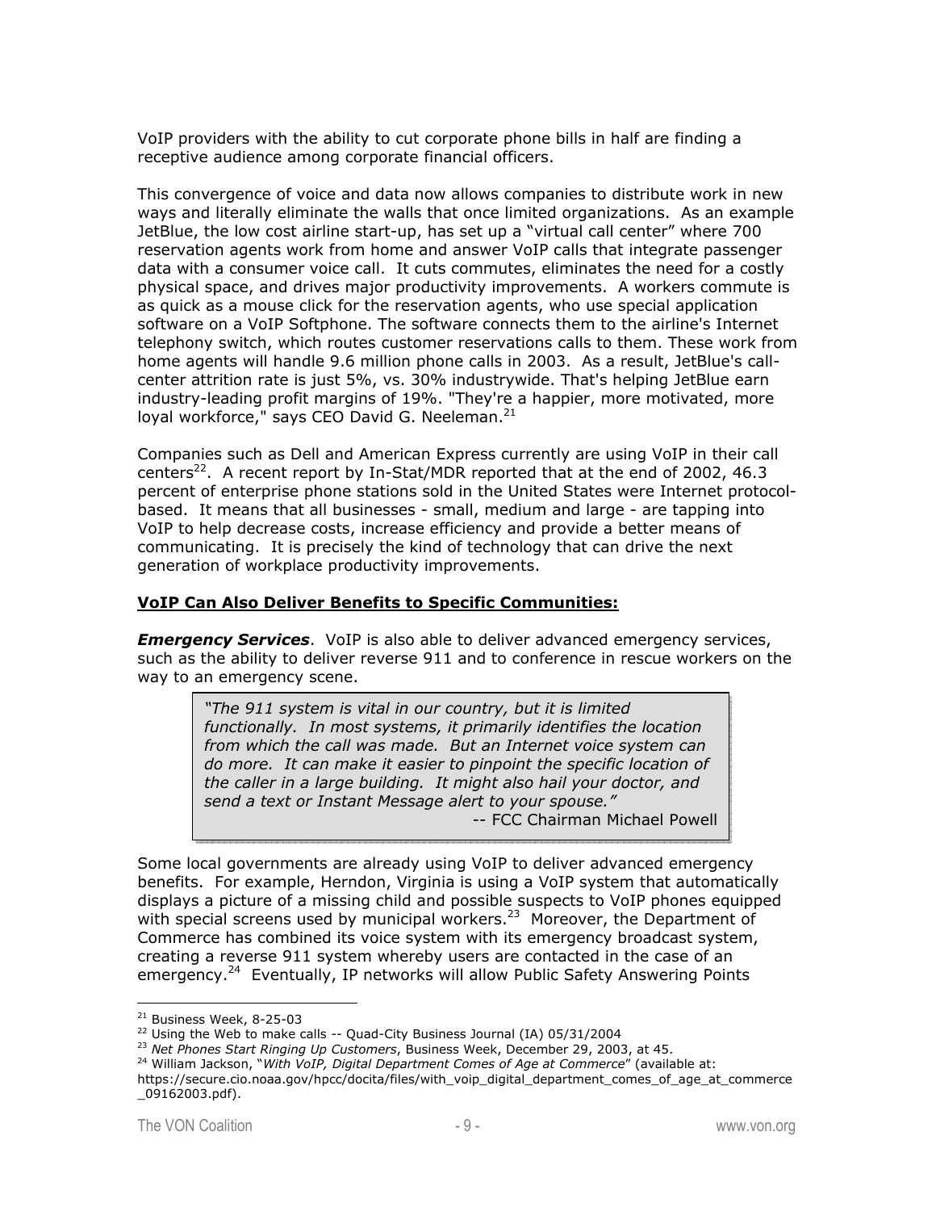VoIP providers with the ability to cut corporate phone bills in half are finding a receptive audience among corporate financial officers.

This convergence of voice and data now allows companies to distribute work in new ways and literally eliminate the walls that once limited organizations. As an example JetBlue, the low cost airline start-up, has set up a "virtual call center" where 700 reservation agents work from home and answer VoIP calls that integrate passenger data with a consumer voice call. It cuts commutes, eliminates the need for a costly physical space, and drives major productivity improvements. A workers commute is as quick as a mouse click for the reservation agents, who use special application software on a VoIP Softphone. The software connects them to the airline's Internet telephony switch, which routes customer reservations calls to them. These work from home agents will handle 9.6 million phone calls in 2003. As a result, JetBlue's call-center attrition rate is just 5%, vs. 30% industrywide. That's helping JetBlue earn industry-leading profit margins of 19%. "They're a happier, more motivated, more loyal workforce," says CEO David G. Neeleman.[21]

Companies such as Dell and American Express currently are using VoIP in their call centers[22]. A recent report by In-Stat/MDR reported that at the end of 2002, 46.3 percent of enterprise phone stations sold in the United States were Internet protocol-based. It means that all businesses - small, medium and large - are tapping into VoIP to help decrease costs, increase efficiency and provide a better means of communicating. It is precisely the kind of technology that can drive the next generation of workplace productivity improvements.

**VoIP Can Also Deliver Benefits to Specific Communities:**

***Emergency Services***. VoIP is also able to deliver advanced emergency services, such as the ability to deliver reverse 911 and to conference in rescue workers on the way to an emergency scene.

> *"The 911 system is vital in our country, but it is limited functionally. In most systems, it primarily identifies the location from which the call was made. But an Internet voice system can do more. It can make it easier to pinpoint the specific location of the caller in a large building. It might also hail your doctor, and send a text or Instant Message alert to your spouse."*
>
> -- FCC Chairman Michael Powell

Some local governments are already using VoIP to deliver advanced emergency benefits. For example, Herndon, Virginia is using a VoIP system that automatically displays a picture of a missing child and possible suspects to VoIP phones equipped with special screens used by municipal workers.[23] Moreover, the Department of Commerce has combined its voice system with its emergency broadcast system, creating a reverse 911 system whereby users are contacted in the case of an emergency.[24] Eventually, IP networks will allow Public Safety Answering Points

---

[21] Business Week, 8-25-03

[22] Using the Web to make calls -- Quad-City Business Journal (IA) 05/31/2004

[23] *Net Phones Start Ringing Up Customers*, Business Week, December 29, 2003, at 45.

[24] William Jackson, "*With VoIP, Digital Department Comes of Age at Commerce*" (available at: https://secure.cio.noaa.gov/hpcc/docita/files/with_voip_digital_department_comes_of_age_at_commerce_09162003.pdf).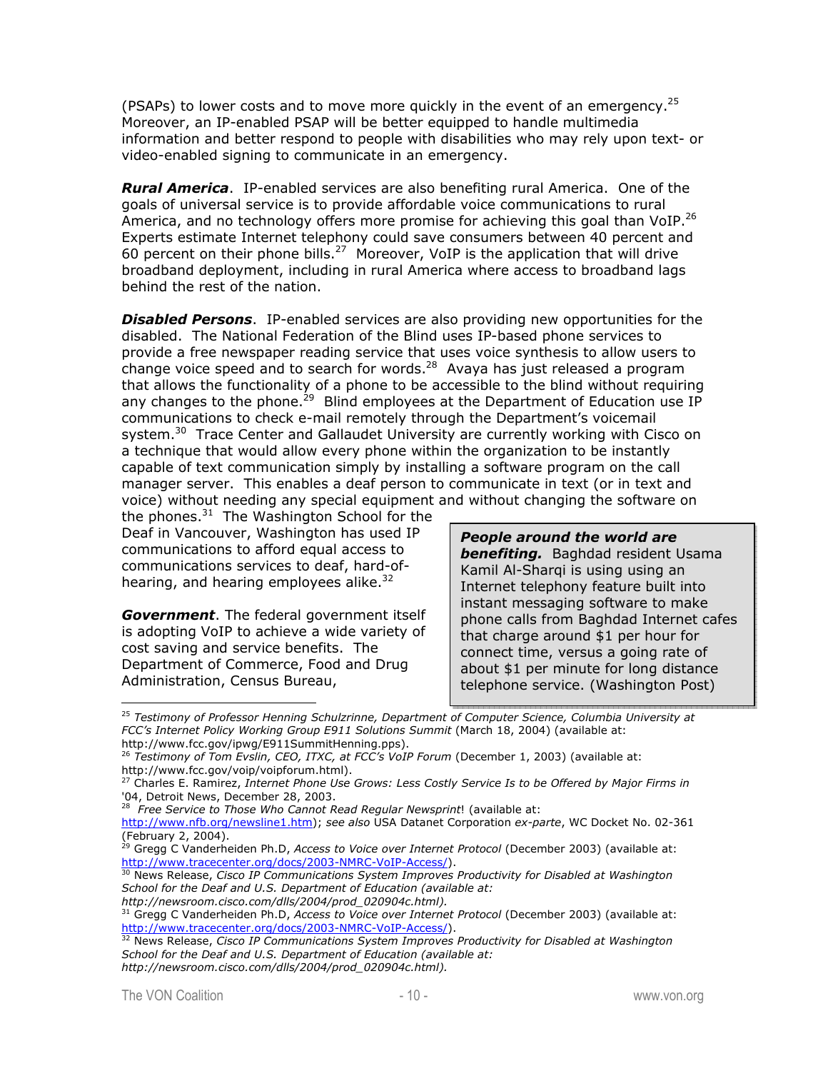(PSAPs) to lower costs and to move more quickly in the event of an emergency.[25] Moreover, an IP-enabled PSAP will be better equipped to handle multimedia information and better respond to people with disabilities who may rely upon text- or video-enabled signing to communicate in an emergency.

***Rural America***. IP-enabled services are also benefiting rural America. One of the goals of universal service is to provide affordable voice communications to rural America, and no technology offers more promise for achieving this goal than VoIP.[26] Experts estimate Internet telephony could save consumers between 40 percent and 60 percent on their phone bills.[27] Moreover, VoIP is the application that will drive broadband deployment, including in rural America where access to broadband lags behind the rest of the nation.

***Disabled Persons***. IP-enabled services are also providing new opportunities for the disabled. The National Federation of the Blind uses IP-based phone services to provide a free newspaper reading service that uses voice synthesis to allow users to change voice speed and to search for words.[28] Avaya has just released a program that allows the functionality of a phone to be accessible to the blind without requiring any changes to the phone.[29] Blind employees at the Department of Education use IP communications to check e-mail remotely through the Department's voicemail system.[30] Trace Center and Gallaudet University are currently working with Cisco on a technique that would allow every phone within the organization to be instantly capable of text communication simply by installing a software program on the call manager server. This enables a deaf person to communicate in text (or in text and voice) without needing any special equipment and without changing the software on the phones.[31] The Washington School for the Deaf in Vancouver, Washington has used IP communications to afford equal access to communications services to deaf, hard-of-hearing, and hearing employees alike.[32]

***Government***. The federal government itself is adopting VoIP to achieve a wide variety of cost saving and service benefits. The Department of Commerce, Food and Drug Administration, Census Bureau,

> ***People around the world are benefiting.*** Baghdad resident Usama Kamil Al-Sharqi is using using an Internet telephony feature built into instant messaging software to make phone calls from Baghdad Internet cafes that charge around $1 per hour for connect time, versus a going rate of about $1 per minute for long distance telephone service. (Washington Post)

---

[25] *Testimony of Professor Henning Schulzrinne, Department of Computer Science, Columbia University at FCC's Internet Policy Working Group E911 Solutions Summit* (March 18, 2004) (available at: http://www.fcc.gov/ipwg/E911SummitHenning.pps).

[26] *Testimony of Tom Evslin, CEO, ITXC, at FCC's VoIP Forum* (December 1, 2003) (available at: http://www.fcc.gov/voip/voipforum.html).

[27] Charles E. Ramirez, *Internet Phone Use Grows: Less Costly Service Is to be Offered by Major Firms in '04*, Detroit News, December 28, 2003.

[28] *Free Service to Those Who Cannot Read Regular Newsprint*! (available at: http://www.nfb.org/newsline1.htm); *see also* USA Datanet Corporation *ex-parte*, WC Docket No. 02-361 (February 2, 2004).

[29] Gregg C Vanderheiden Ph.D, *Access to Voice over Internet Protocol* (December 2003) (available at: http://www.tracecenter.org/docs/2003-NMRC-VoIP-Access/).

[30] News Release, *Cisco IP Communications System Improves Productivity for Disabled at Washington School for the Deaf and U.S. Department of Education (available at: http://newsroom.cisco.com/dlls/2004/prod_020904c.html).*

[31] Gregg C Vanderheiden Ph.D, *Access to Voice over Internet Protocol* (December 2003) (available at: http://www.tracecenter.org/docs/2003-NMRC-VoIP-Access/).

[32] News Release, *Cisco IP Communications System Improves Productivity for Disabled at Washington School for the Deaf and U.S. Department of Education (available at: http://newsroom.cisco.com/dlls/2004/prod_020904c.html).*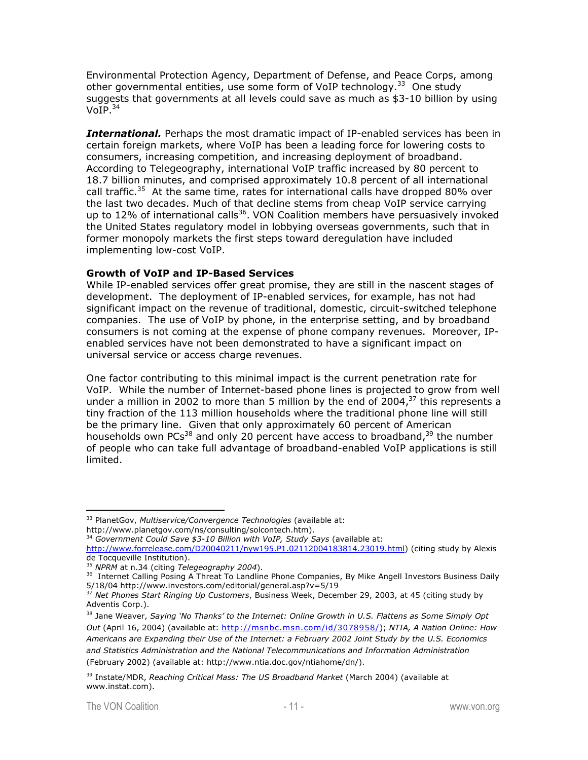Environmental Protection Agency, Department of Defense, and Peace Corps, among other governmental entities, use some form of VoIP technology.[33] One study suggests that governments at all levels could save as much as $3-10 billion by using VoIP.[34]

***International.*** Perhaps the most dramatic impact of IP-enabled services has been in certain foreign markets, where VoIP has been a leading force for lowering costs to consumers, increasing competition, and increasing deployment of broadband. According to Telegeography, international VoIP traffic increased by 80 percent to 18.7 billion minutes, and comprised approximately 10.8 percent of all international call traffic.[35] At the same time, rates for international calls have dropped 80% over the last two decades. Much of that decline stems from cheap VoIP service carrying up to 12% of international calls[36]. VON Coalition members have persuasively invoked the United States regulatory model in lobbying overseas governments, such that in former monopoly markets the first steps toward deregulation have included implementing low-cost VoIP.

**Growth of VoIP and IP-Based Services**

While IP-enabled services offer great promise, they are still in the nascent stages of development. The deployment of IP-enabled services, for example, has not had significant impact on the revenue of traditional, domestic, circuit-switched telephone companies. The use of VoIP by phone, in the enterprise setting, and by broadband consumers is not coming at the expense of phone company revenues. Moreover, IP-enabled services have not been demonstrated to have a significant impact on universal service or access charge revenues.

One factor contributing to this minimal impact is the current penetration rate for VoIP. While the number of Internet-based phone lines is projected to grow from well under a million in 2002 to more than 5 million by the end of 2004,[37] this represents a tiny fraction of the 113 million households where the traditional phone line will still be the primary line. Given that only approximately 60 percent of American households own PCs[38] and only 20 percent have access to broadband,[39] the number of people who can take full advantage of broadband-enabled VoIP applications is still limited.

---

[33] PlanetGov, *Multiservice/Convergence Technologies* (available at: http://www.planetgov.com/ns/consulting/solcontech.htm).

[34] *Government Could Save $3-10 Billion with VoIP, Study Says* (available at: http://www.forrelease.com/D20040211/nyw195.P1.02112004183814.23019.html) (citing study by Alexis de Tocqueville Institution).

[35] *NPRM* at n.34 (citing *Telegeography 2004*).

[36] Internet Calling Posing A Threat To Landline Phone Companies, By Mike Angell Investors Business Daily 5/18/04 http://www.investors.com/editorial/general.asp?v=5/19

[37] *Net Phones Start Ringing Up Customers*, Business Week, December 29, 2003, at 45 (citing study by Adventis Corp.).

[38] Jane Weaver, *Saying 'No Thanks' to the Internet: Online Growth in U.S. Flattens as Some Simply Opt Out* (April 16, 2004) (available at: http://msnbc.msn.com/id/3078958/); *NTIA, A Nation Online: How Americans are Expanding their Use of the Internet: a February 2002 Joint Study by the U.S. Economics and Statistics Administration and the National Telecommunications and Information Administration* (February 2002) (available at: http://www.ntia.doc.gov/ntiahome/dn/).

[39] Instate/MDR, *Reaching Critical Mass: The US Broadband Market* (March 2004) (available at www.instat.com).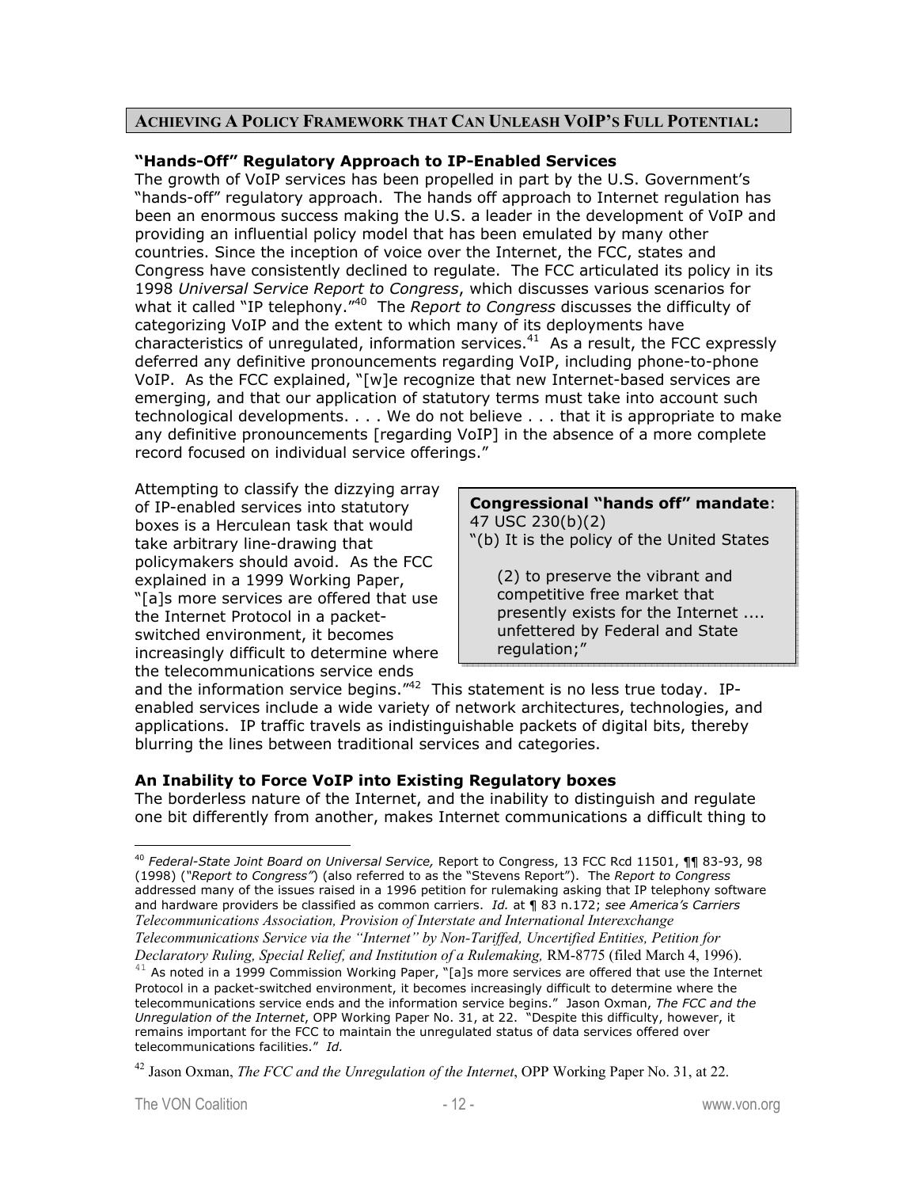## **ACHIEVING A POLICY FRAMEWORK THAT CAN UNLEASH VOIP'S FULL POTENTIAL:**

### **"Hands-Off" Regulatory Approach to IP-Enabled Services**

The growth of VoIP services has been propelled in part by the U.S. Government's "hands-off" regulatory approach. The hands off approach to Internet regulation has been an enormous success making the U.S. a leader in the development of VoIP and providing an influential policy model that has been emulated by many other countries. Since the inception of voice over the Internet, the FCC, states and Congress have consistently declined to regulate. The FCC articulated its policy in its 1998 *Universal Service Report to Congress*, which discusses various scenarios for what it called "IP telephony."[40] The *Report to Congress* discusses the difficulty of categorizing VoIP and the extent to which many of its deployments have characteristics of unregulated, information services.[41] As a result, the FCC expressly deferred any definitive pronouncements regarding VoIP, including phone-to-phone VoIP. As the FCC explained, "[w]e recognize that new Internet-based services are emerging, and that our application of statutory terms must take into account such technological developments. . . . We do not believe . . . that it is appropriate to make any definitive pronouncements [regarding VoIP] in the absence of a more complete record focused on individual service offerings."

Attempting to classify the dizzying array of IP-enabled services into statutory boxes is a Herculean task that would take arbitrary line-drawing that policymakers should avoid. As the FCC explained in a 1999 Working Paper, "[a]s more services are offered that use the Internet Protocol in a packet-switched environment, it becomes increasingly difficult to determine where the telecommunications service ends and the information service begins."[42] This statement is no less true today. IP-enabled services include a wide variety of network architectures, technologies, and applications. IP traffic travels as indistinguishable packets of digital bits, thereby blurring the lines between traditional services and categories.

> **Congressional "hands off" mandate**:
> 47 USC 230(b)(2)
> "(b) It is the policy of the United States
>
> (2) to preserve the vibrant and competitive free market that presently exists for the Internet .... unfettered by Federal and State regulation;"

### **An Inability to Force VoIP into Existing Regulatory boxes**

The borderless nature of the Internet, and the inability to distinguish and regulate one bit differently from another, makes Internet communications a difficult thing to

---

[40] *Federal-State Joint Board on Universal Service,* Report to Congress, 13 FCC Rcd 11501, ¶¶ 83-93, 98 (1998) ("*Report to Congress"*) (also referred to as the "Stevens Report"). The *Report to Congress* addressed many of the issues raised in a 1996 petition for rulemaking asking that IP telephony software and hardware providers be classified as common carriers. *Id.* at ¶ 83 n.172; *see America's Carriers Telecommunications Association, Provision of Interstate and International Interexchange Telecommunications Service via the "Internet" by Non-Tariffed, Uncertified Entities, Petition for Declaratory Ruling, Special Relief, and Institution of a Rulemaking,* RM-8775 (filed March 4, 1996).

[41] As noted in a 1999 Commission Working Paper, "[a]s more services are offered that use the Internet Protocol in a packet-switched environment, it becomes increasingly difficult to determine where the telecommunications service ends and the information service begins." Jason Oxman, *The FCC and the Unregulation of the Internet*, OPP Working Paper No. 31, at 22. "Despite this difficulty, however, it remains important for the FCC to maintain the unregulated status of data services offered over telecommunications facilities." *Id.*

[42] Jason Oxman, *The FCC and the Unregulation of the Internet*, OPP Working Paper No. 31, at 22.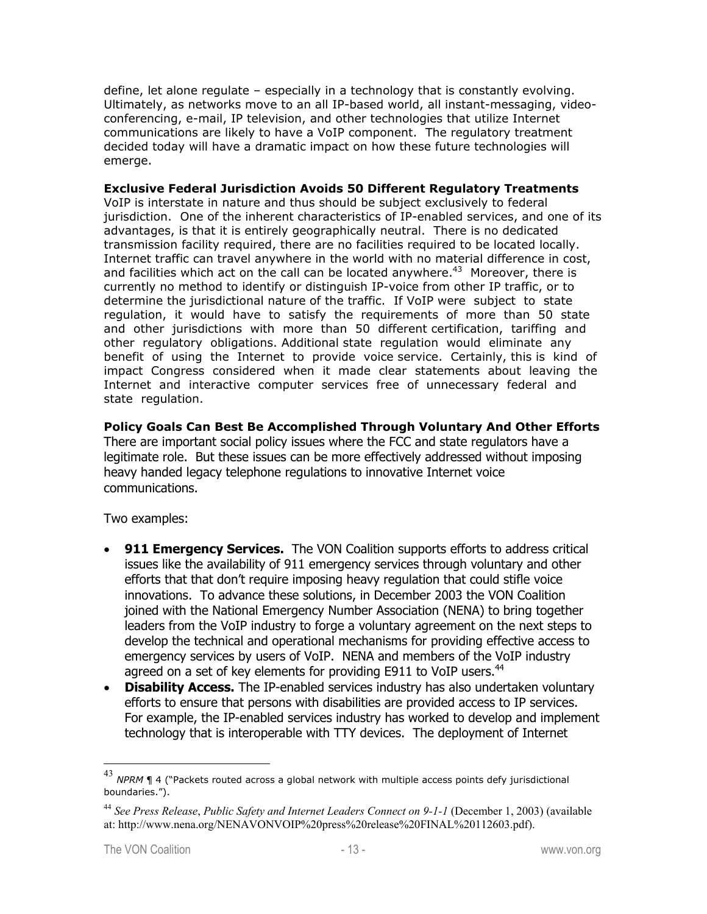define, let alone regulate – especially in a technology that is constantly evolving. Ultimately, as networks move to an all IP-based world, all instant-messaging, video-conferencing, e-mail, IP television, and other technologies that utilize Internet communications are likely to have a VoIP component. The regulatory treatment decided today will have a dramatic impact on how these future technologies will emerge.

**Exclusive Federal Jurisdiction Avoids 50 Different Regulatory Treatments**
VoIP is interstate in nature and thus should be subject exclusively to federal jurisdiction. One of the inherent characteristics of IP-enabled services, and one of its advantages, is that it is entirely geographically neutral. There is no dedicated transmission facility required, there are no facilities required to be located locally. Internet traffic can travel anywhere in the world with no material difference in cost, and facilities which act on the call can be located anywhere.[43] Moreover, there is currently no method to identify or distinguish IP-voice from other IP traffic, or to determine the jurisdictional nature of the traffic. If VoIP were subject to state regulation, it would have to satisfy the requirements of more than 50 state and other jurisdictions with more than 50 different certification, tariffing and other regulatory obligations. Additional state regulation would eliminate any benefit of using the Internet to provide voice service. Certainly, this is kind of impact Congress considered when it made clear statements about leaving the Internet and interactive computer services free of unnecessary federal and state regulation.

**Policy Goals Can Best Be Accomplished Through Voluntary And Other Efforts**
There are important social policy issues where the FCC and state regulators have a legitimate role. But these issues can be more effectively addressed without imposing heavy handed legacy telephone regulations to innovative Internet voice communications.

Two examples:

- **911 Emergency Services.** The VON Coalition supports efforts to address critical issues like the availability of 911 emergency services through voluntary and other efforts that that don't require imposing heavy regulation that could stifle voice innovations. To advance these solutions, in December 2003 the VON Coalition joined with the National Emergency Number Association (NENA) to bring together leaders from the VoIP industry to forge a voluntary agreement on the next steps to develop the technical and operational mechanisms for providing effective access to emergency services by users of VoIP. NENA and members of the VoIP industry agreed on a set of key elements for providing E911 to VoIP users.[44]
- **Disability Access.** The IP-enabled services industry has also undertaken voluntary efforts to ensure that persons with disabilities are provided access to IP services. For example, the IP-enabled services industry has worked to develop and implement technology that is interoperable with TTY devices. The deployment of Internet

---

[43] *NPRM* ¶ 4 ("Packets routed across a global network with multiple access points defy jurisdictional boundaries.").

[44] *See Press Release*, *Public Safety and Internet Leaders Connect on 9-1-1* (December 1, 2003) (available at: http://www.nena.org/NENAVONVOIP%20press%20release%20FINAL%20112603.pdf).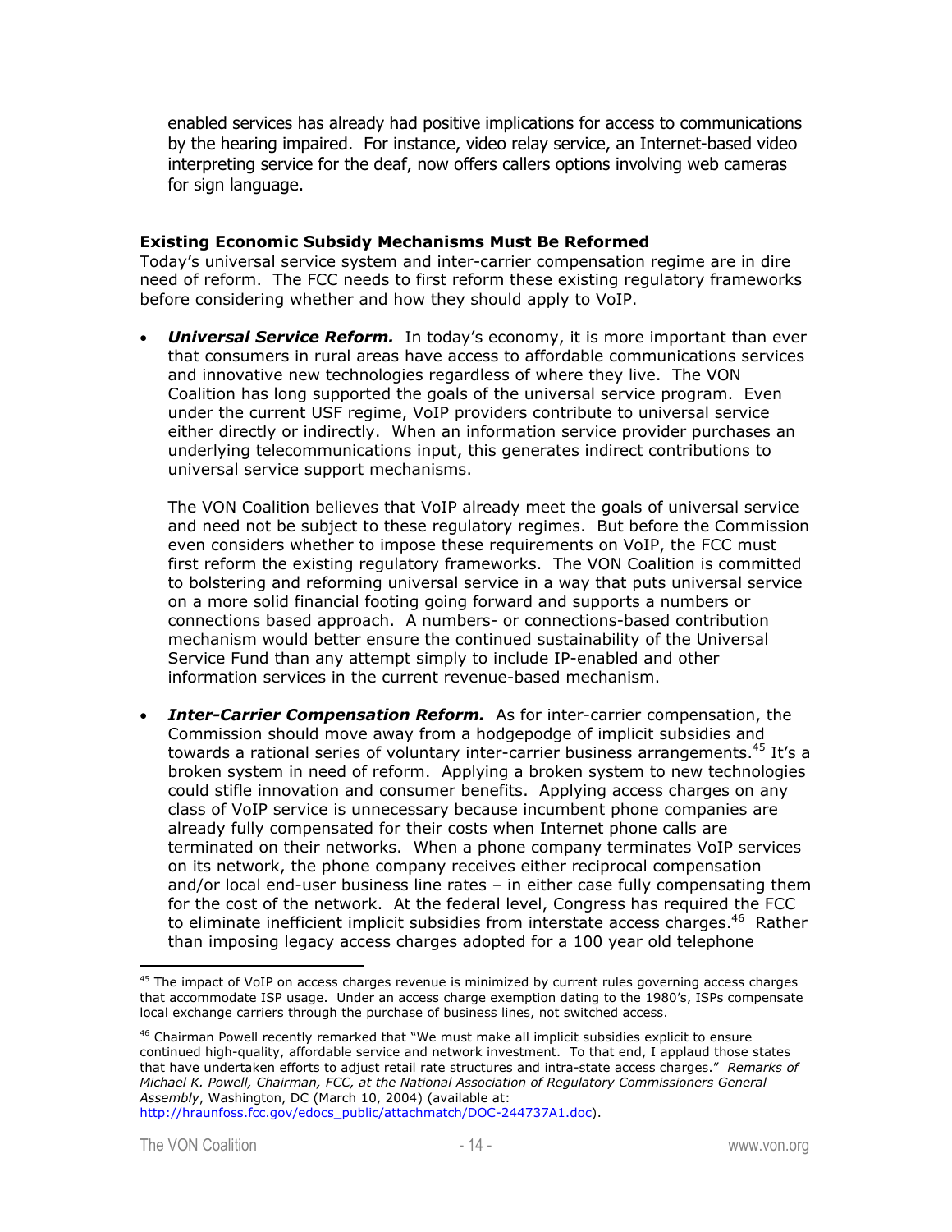enabled services has already had positive implications for access to communications by the hearing impaired. For instance, video relay service, an Internet-based video interpreting service for the deaf, now offers callers options involving web cameras for sign language.

**Existing Economic Subsidy Mechanisms Must Be Reformed**

Today's universal service system and inter-carrier compensation regime are in dire need of reform. The FCC needs to first reform these existing regulatory frameworks before considering whether and how they should apply to VoIP.

- ***Universal Service Reform.*** In today's economy, it is more important than ever that consumers in rural areas have access to affordable communications services and innovative new technologies regardless of where they live. The VON Coalition has long supported the goals of the universal service program. Even under the current USF regime, VoIP providers contribute to universal service either directly or indirectly. When an information service provider purchases an underlying telecommunications input, this generates indirect contributions to universal service support mechanisms.

  The VON Coalition believes that VoIP already meet the goals of universal service and need not be subject to these regulatory regimes. But before the Commission even considers whether to impose these requirements on VoIP, the FCC must first reform the existing regulatory frameworks. The VON Coalition is committed to bolstering and reforming universal service in a way that puts universal service on a more solid financial footing going forward and supports a numbers or connections based approach. A numbers- or connections-based contribution mechanism would better ensure the continued sustainability of the Universal Service Fund than any attempt simply to include IP-enabled and other information services in the current revenue-based mechanism.

- ***Inter-Carrier Compensation Reform.*** As for inter-carrier compensation, the Commission should move away from a hodgepodge of implicit subsidies and towards a rational series of voluntary inter-carrier business arrangements.[45] It's a broken system in need of reform. Applying a broken system to new technologies could stifle innovation and consumer benefits. Applying access charges on any class of VoIP service is unnecessary because incumbent phone companies are already fully compensated for their costs when Internet phone calls are terminated on their networks. When a phone company terminates VoIP services on its network, the phone company receives either reciprocal compensation and/or local end-user business line rates – in either case fully compensating them for the cost of the network. At the federal level, Congress has required the FCC to eliminate inefficient implicit subsidies from interstate access charges.[46] Rather than imposing legacy access charges adopted for a 100 year old telephone

---

[45] The impact of VoIP on access charges revenue is minimized by current rules governing access charges that accommodate ISP usage. Under an access charge exemption dating to the 1980's, ISPs compensate local exchange carriers through the purchase of business lines, not switched access.

[46] Chairman Powell recently remarked that "We must make all implicit subsidies explicit to ensure continued high-quality, affordable service and network investment. To that end, I applaud those states that have undertaken efforts to adjust retail rate structures and intra-state access charges." *Remarks of Michael K. Powell, Chairman, FCC, at the National Association of Regulatory Commissioners General Assembly*, Washington, DC (March 10, 2004) (available at: http://hraunfoss.fcc.gov/edocs_public/attachmatch/DOC-244737A1.doc).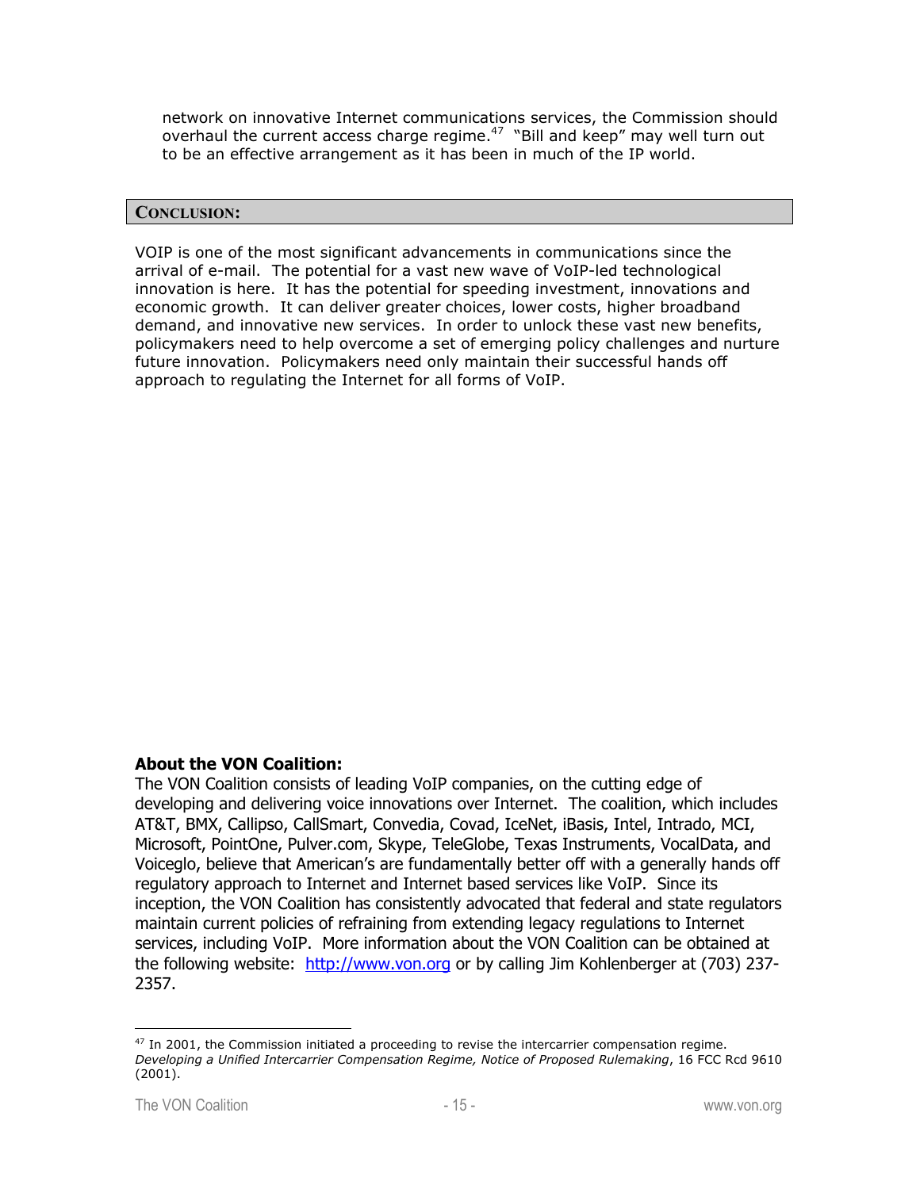network on innovative Internet communications services, the Commission should overhaul the current access charge regime.[47] "Bill and keep" may well turn out to be an effective arrangement as it has been in much of the IP world.

## CONCLUSION:

VOIP is one of the most significant advancements in communications since the arrival of e-mail. The potential for a vast new wave of VoIP-led technological innovation is here. It has the potential for speeding investment, innovations and economic growth. It can deliver greater choices, lower costs, higher broadband demand, and innovative new services. In order to unlock these vast new benefits, policymakers need to help overcome a set of emerging policy challenges and nurture future innovation. Policymakers need only maintain their successful hands off approach to regulating the Internet for all forms of VoIP.

**About the VON Coalition:**

The VON Coalition consists of leading VoIP companies, on the cutting edge of developing and delivering voice innovations over Internet. The coalition, which includes AT&T, BMX, Callipso, CallSmart, Convedia, Covad, IceNet, iBasis, Intel, Intrado, MCI, Microsoft, PointOne, Pulver.com, Skype, TeleGlobe, Texas Instruments, VocalData, and Voiceglo, believe that American's are fundamentally better off with a generally hands off regulatory approach to Internet and Internet based services like VoIP. Since its inception, the VON Coalition has consistently advocated that federal and state regulators maintain current policies of refraining from extending legacy regulations to Internet services, including VoIP. More information about the VON Coalition can be obtained at the following website: http://www.von.org or by calling Jim Kohlenberger at (703) 237-2357.

---

[47] In 2001, the Commission initiated a proceeding to revise the intercarrier compensation regime. *Developing a Unified Intercarrier Compensation Regime, Notice of Proposed Rulemaking*, 16 FCC Rcd 9610 (2001).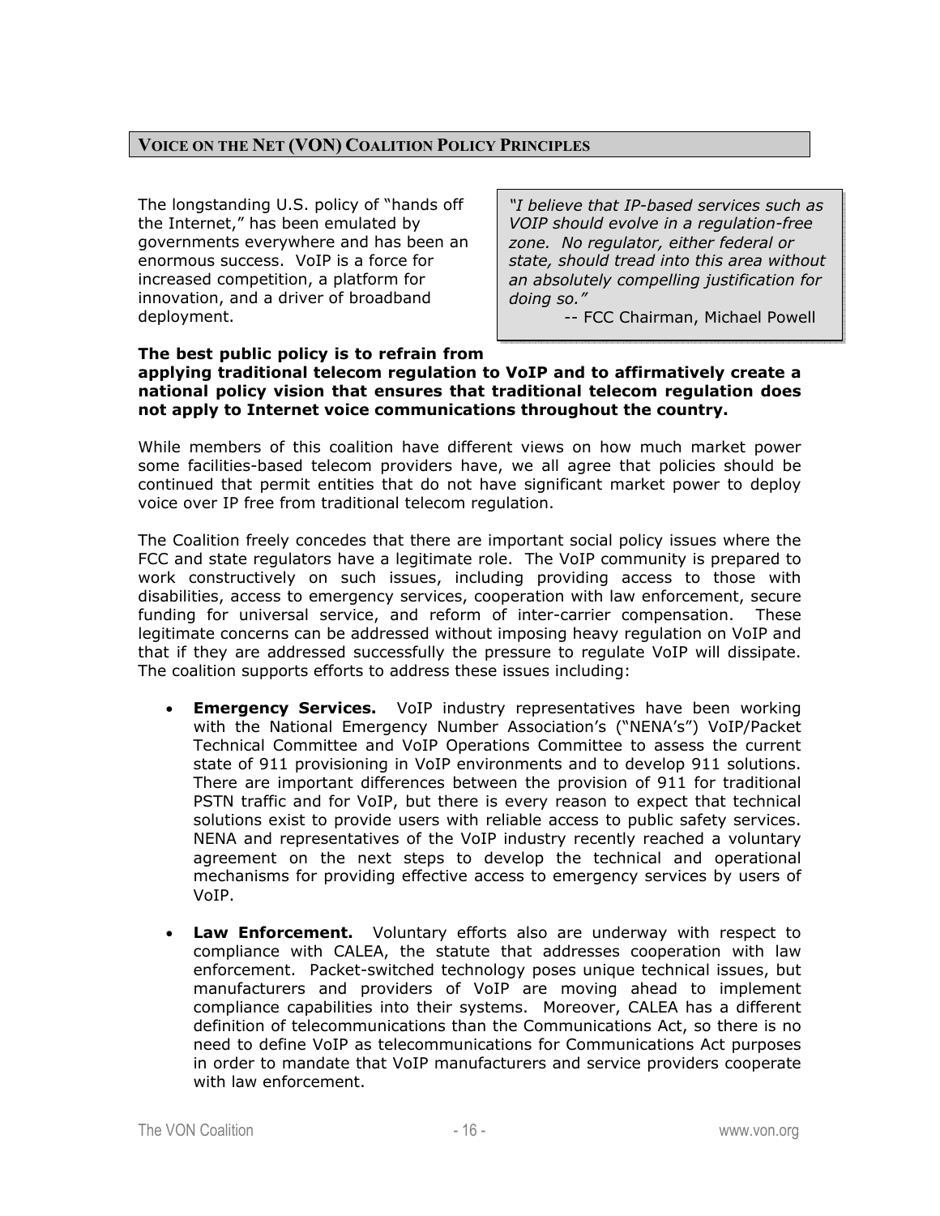## Voice on the Net (VON) Coalition Policy Principles

The longstanding U.S. policy of "hands off the Internet," has been emulated by governments everywhere and has been an enormous success. VoIP is a force for increased competition, a platform for innovation, and a driver of broadband deployment.

> *"I believe that IP-based services such as VOIP should evolve in a regulation-free zone. No regulator, either federal or state, should tread into this area without an absolutely compelling justification for doing so."*
>
> -- FCC Chairman, Michael Powell

**The best public policy is to refrain from applying traditional telecom regulation to VoIP and to affirmatively create a national policy vision that ensures that traditional telecom regulation does not apply to Internet voice communications throughout the country.**

While members of this coalition have different views on how much market power some facilities-based telecom providers have, we all agree that policies should be continued that permit entities that do not have significant market power to deploy voice over IP free from traditional telecom regulation.

The Coalition freely concedes that there are important social policy issues where the FCC and state regulators have a legitimate role. The VoIP community is prepared to work constructively on such issues, including providing access to those with disabilities, access to emergency services, cooperation with law enforcement, secure funding for universal service, and reform of inter-carrier compensation. These legitimate concerns can be addressed without imposing heavy regulation on VoIP and that if they are addressed successfully the pressure to regulate VoIP will dissipate. The coalition supports efforts to address these issues including:

- **Emergency Services.** VoIP industry representatives have been working with the National Emergency Number Association's ("NENA's") VoIP/Packet Technical Committee and VoIP Operations Committee to assess the current state of 911 provisioning in VoIP environments and to develop 911 solutions. There are important differences between the provision of 911 for traditional PSTN traffic and for VoIP, but there is every reason to expect that technical solutions exist to provide users with reliable access to public safety services. NENA and representatives of the VoIP industry recently reached a voluntary agreement on the next steps to develop the technical and operational mechanisms for providing effective access to emergency services by users of VoIP.

- **Law Enforcement.** Voluntary efforts also are underway with respect to compliance with CALEA, the statute that addresses cooperation with law enforcement. Packet-switched technology poses unique technical issues, but manufacturers and providers of VoIP are moving ahead to implement compliance capabilities into their systems. Moreover, CALEA has a different definition of telecommunications than the Communications Act, so there is no need to define VoIP as telecommunications for Communications Act purposes in order to mandate that VoIP manufacturers and service providers cooperate with law enforcement.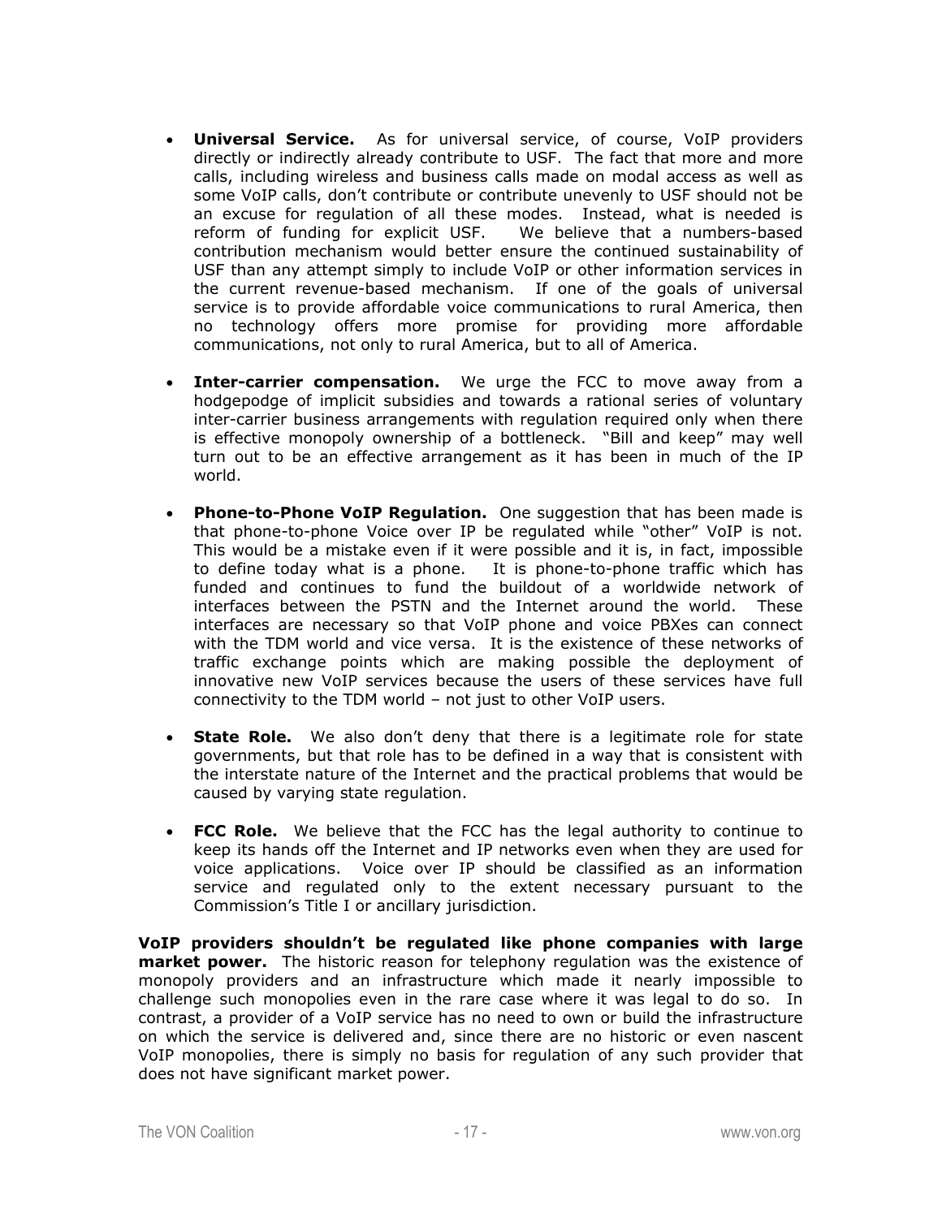- **Universal Service.** As for universal service, of course, VoIP providers directly or indirectly already contribute to USF. The fact that more and more calls, including wireless and business calls made on modal access as well as some VoIP calls, don't contribute or contribute unevenly to USF should not be an excuse for regulation of all these modes. Instead, what is needed is reform of funding for explicit USF. We believe that a numbers-based contribution mechanism would better ensure the continued sustainability of USF than any attempt simply to include VoIP or other information services in the current revenue-based mechanism. If one of the goals of universal service is to provide affordable voice communications to rural America, then no technology offers more promise for providing more affordable communications, not only to rural America, but to all of America.

- **Inter-carrier compensation.** We urge the FCC to move away from a hodgepodge of implicit subsidies and towards a rational series of voluntary inter-carrier business arrangements with regulation required only when there is effective monopoly ownership of a bottleneck. "Bill and keep" may well turn out to be an effective arrangement as it has been in much of the IP world.

- **Phone-to-Phone VoIP Regulation.** One suggestion that has been made is that phone-to-phone Voice over IP be regulated while "other" VoIP is not. This would be a mistake even if it were possible and it is, in fact, impossible to define today what is a phone. It is phone-to-phone traffic which has funded and continues to fund the buildout of a worldwide network of interfaces between the PSTN and the Internet around the world. These interfaces are necessary so that VoIP phone and voice PBXes can connect with the TDM world and vice versa. It is the existence of these networks of traffic exchange points which are making possible the deployment of innovative new VoIP services because the users of these services have full connectivity to the TDM world – not just to other VoIP users.

- **State Role.** We also don't deny that there is a legitimate role for state governments, but that role has to be defined in a way that is consistent with the interstate nature of the Internet and the practical problems that would be caused by varying state regulation.

- **FCC Role.** We believe that the FCC has the legal authority to continue to keep its hands off the Internet and IP networks even when they are used for voice applications. Voice over IP should be classified as an information service and regulated only to the extent necessary pursuant to the Commission's Title I or ancillary jurisdiction.

**VoIP providers shouldn't be regulated like phone companies with large market power.** The historic reason for telephony regulation was the existence of monopoly providers and an infrastructure which made it nearly impossible to challenge such monopolies even in the rare case where it was legal to do so. In contrast, a provider of a VoIP service has no need to own or build the infrastructure on which the service is delivered and, since there are no historic or even nascent VoIP monopolies, there is simply no basis for regulation of any such provider that does not have significant market power.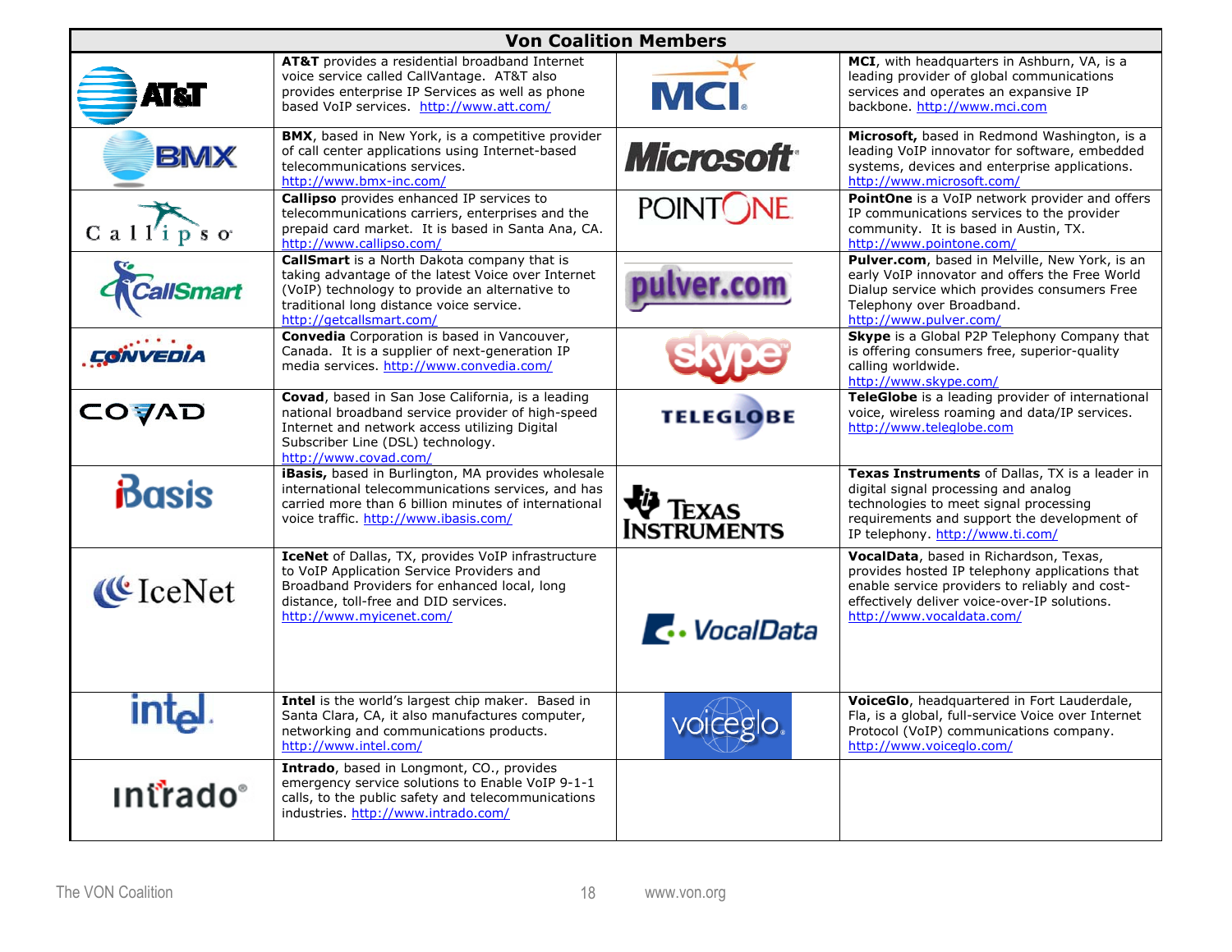| Von Coalition Members | | | |
|---|---|---|---|
| AT&T | **AT&T** provides a residential broadband Internet voice service called CallVantage. AT&T also provides enterprise IP Services as well as phone based VoIP services. http://www.att.com/ | MCI | **MCI**, with headquarters in Ashburn, VA, is a leading provider of global communications services and operates an expansive IP backbone. http://www.mci.com |
| BMX | **BMX**, based in New York, is a competitive provider of call center applications using Internet-based telecommunications services. http://www.bmx-inc.com/ | Microsoft | **Microsoft,** based in Redmond Washington, is a leading VoIP innovator for software, embedded systems, devices and enterprise applications. http://www.microsoft.com/ |
| Callipso | **Callipso** provides enhanced IP services to telecommunications carriers, enterprises and the prepaid card market. It is based in Santa Ana, CA. http://www.callipso.com/ | POINTONE | **PointOne** is a VoIP network provider and offers IP communications services to the provider community. It is based in Austin, TX. http://www.pointone.com/ |
| CallSmart | **CallSmart** is a North Dakota company that is taking advantage of the latest Voice over Internet (VoIP) technology to provide an alternative to traditional long distance voice service. http://getcallsmart.com/ | pulver.com | **Pulver.com**, based in Melville, New York, is an early VoIP innovator and offers the Free World Dialup service which provides consumers Free Telephony over Broadband. http://www.pulver.com/ |
| CONVEDIA | **Convedia** Corporation is based in Vancouver, Canada. It is a supplier of next-generation IP media services. http://www.convedia.com/ | skype | **Skype** is a Global P2P Telephony Company that is offering consumers free, superior-quality calling worldwide. http://www.skype.com/ |
| COVAD | **Covad**, based in San Jose California, is a leading national broadband service provider of high-speed Internet and network access utilizing Digital Subscriber Line (DSL) technology. http://www.covad.com/ | TELEGLOBE | **TeleGlobe** is a leading provider of international voice, wireless roaming and data/IP services. http://www.teleglobe.com |
| iBasis | **iBasis,** based in Burlington, MA provides wholesale international telecommunications services, and has carried more than 6 billion minutes of international voice traffic. http://www.ibasis.com/ | Texas Instruments | **Texas Instruments** of Dallas, TX is a leader in digital signal processing and analog technologies to meet signal processing requirements and support the development of IP telephony. http://www.ti.com/ |
| IceNet | **IceNet** of Dallas, TX, provides VoIP infrastructure to VoIP Application Service Providers and Broadband Providers for enhanced local, long distance, toll-free and DID services. http://www.myicenet.com/ | VocalData | **VocalData**, based in Richardson, Texas, provides hosted IP telephony applications that enable service providers to reliably and cost-effectively deliver voice-over-IP solutions. http://www.vocaldata.com/ |
| intel | **Intel** is the world's largest chip maker. Based in Santa Clara, CA, it also manufactures computer, networking and communications products. http://www.intel.com/ | voiceglo | **VoiceGlo**, headquartered in Fort Lauderdale, Fla, is a global, full-service Voice over Internet Protocol (VoIP) communications company. http://www.voiceglo.com/ |
| intrado | **Intrado**, based in Longmont, CO., provides emergency service solutions to Enable VoIP 9-1-1 calls, to the public safety and telecommunications industries. http://www.intrado.com/ | | |